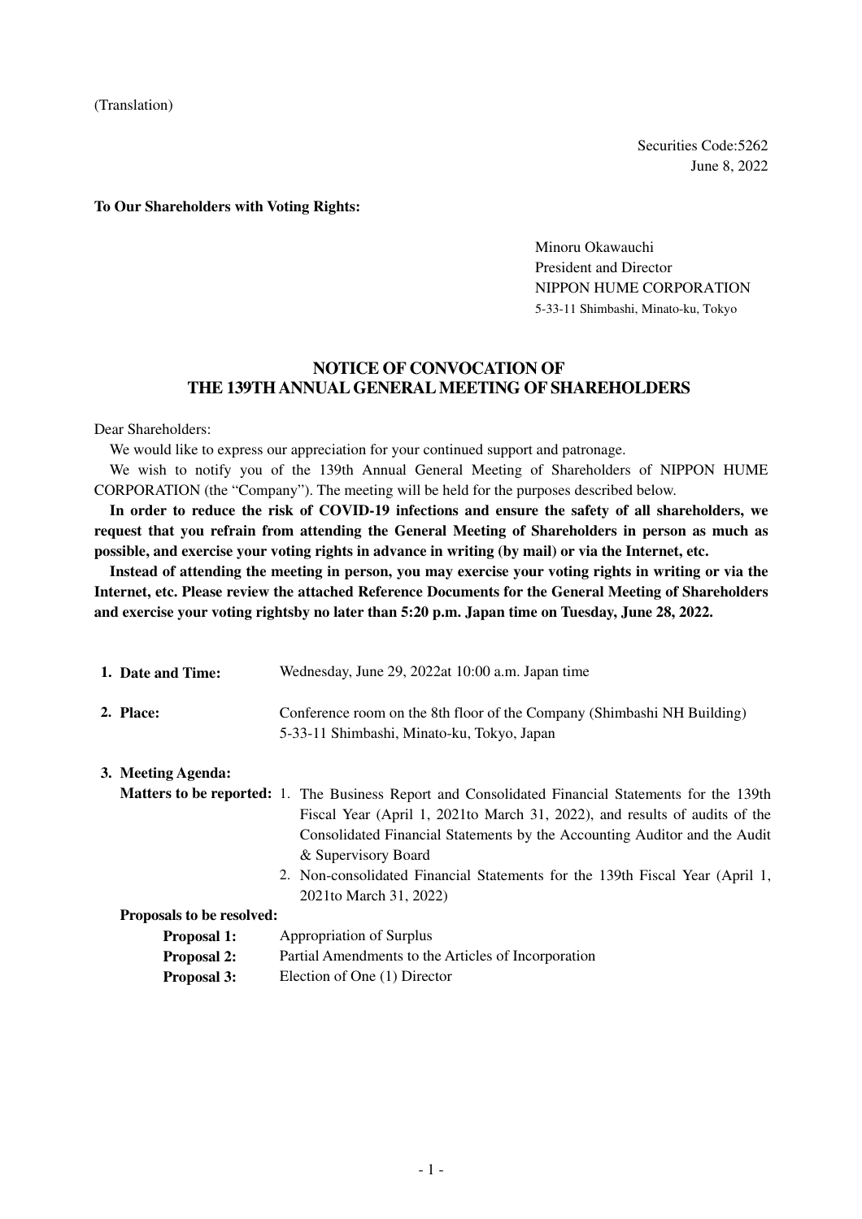(Translation)

Securities Code:5262
June 8, 2022

**To Our Shareholders with Voting Rights:**

Minoru Okawauchi
President and Director
NIPPON HUME CORPORATION
5-33-11 Shimbashi, Minato-ku, Tokyo

# NOTICE OF CONVOCATION OF THE 139TH ANNUAL GENERAL MEETING OF SHAREHOLDERS

Dear Shareholders:

We would like to express our appreciation for your continued support and patronage.

We wish to notify you of the 139th Annual General Meeting of Shareholders of NIPPON HUME CORPORATION (the "Company"). The meeting will be held for the purposes described below.

**In order to reduce the risk of COVID-19 infections and ensure the safety of all shareholders, we request that you refrain from attending the General Meeting of Shareholders in person as much as possible, and exercise your voting rights in advance in writing (by mail) or via the Internet, etc.**

**Instead of attending the meeting in person, you may exercise your voting rights in writing or via the Internet, etc. Please review the attached Reference Documents for the General Meeting of Shareholders and exercise your voting rightsby no later than 5:20 p.m. Japan time on Tuesday, June 28, 2022.**

**1. Date and Time:** Wednesday, June 29, 2022at 10:00 a.m. Japan time

**2. Place:** Conference room on the 8th floor of the Company (Shimbashi NH Building)
5-33-11 Shimbashi, Minato-ku, Tokyo, Japan

**3. Meeting Agenda:**

**Matters to be reported:**

1. The Business Report and Consolidated Financial Statements for the 139th Fiscal Year (April 1, 2021to March 31, 2022), and results of audits of the Consolidated Financial Statements by the Accounting Auditor and the Audit & Supervisory Board
2. Non-consolidated Financial Statements for the 139th Fiscal Year (April 1, 2021to March 31, 2022)

**Proposals to be resolved:**

**Proposal 1:** Appropriation of Surplus
**Proposal 2:** Partial Amendments to the Articles of Incorporation
**Proposal 3:** Election of One (1) Director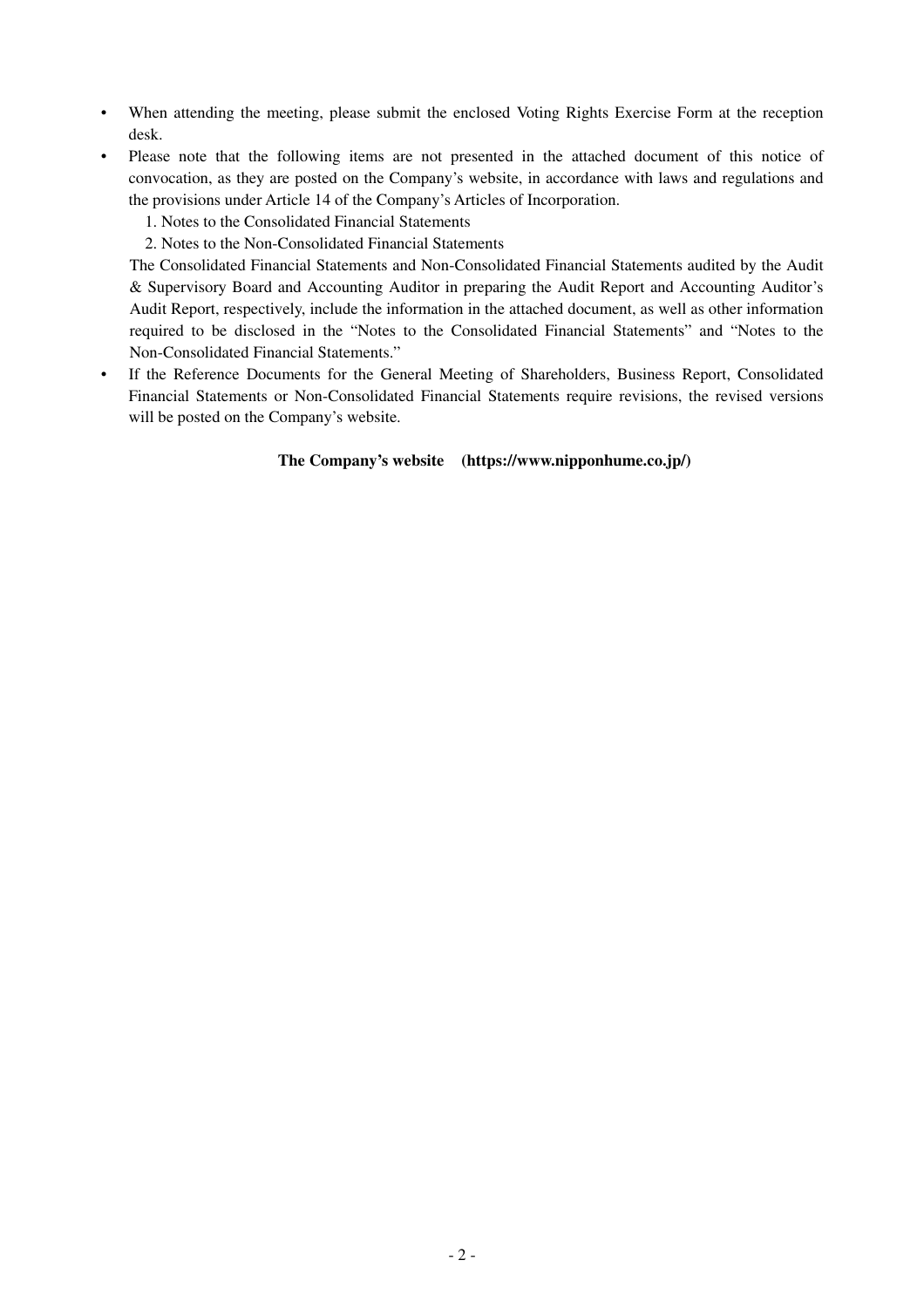- When attending the meeting, please submit the enclosed Voting Rights Exercise Form at the reception desk.
- Please note that the following items are not presented in the attached document of this notice of convocation, as they are posted on the Company's website, in accordance with laws and regulations and the provisions under Article 14 of the Company's Articles of Incorporation.

  1. Notes to the Consolidated Financial Statements
  2. Notes to the Non-Consolidated Financial Statements

  The Consolidated Financial Statements and Non-Consolidated Financial Statements audited by the Audit & Supervisory Board and Accounting Auditor in preparing the Audit Report and Accounting Auditor's Audit Report, respectively, include the information in the attached document, as well as other information required to be disclosed in the "Notes to the Consolidated Financial Statements" and "Notes to the Non-Consolidated Financial Statements."
- If the Reference Documents for the General Meeting of Shareholders, Business Report, Consolidated Financial Statements or Non-Consolidated Financial Statements require revisions, the revised versions will be posted on the Company's website.

**The Company's website (https://www.nipponhume.co.jp/)**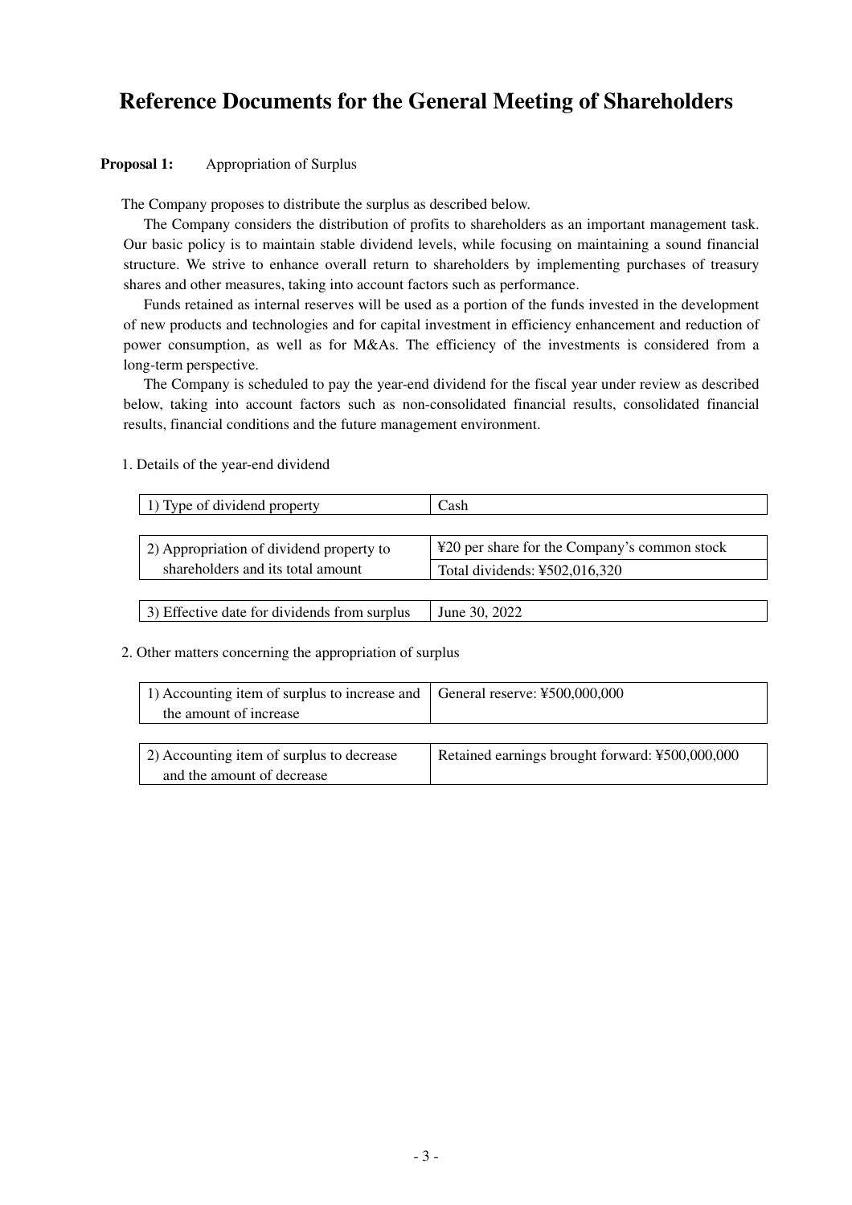# Reference Documents for the General Meeting of Shareholders

**Proposal 1:** Appropriation of Surplus

The Company proposes to distribute the surplus as described below.

The Company considers the distribution of profits to shareholders as an important management task. Our basic policy is to maintain stable dividend levels, while focusing on maintaining a sound financial structure. We strive to enhance overall return to shareholders by implementing purchases of treasury shares and other measures, taking into account factors such as performance.

Funds retained as internal reserves will be used as a portion of the funds invested in the development of new products and technologies and for capital investment in efficiency enhancement and reduction of power consumption, as well as for M&As. The efficiency of the investments is considered from a long-term perspective.

The Company is scheduled to pay the year-end dividend for the fiscal year under review as described below, taking into account factors such as non-consolidated financial results, consolidated financial results, financial conditions and the future management environment.

1. Details of the year-end dividend

| 1) Type of dividend property | Cash |
|---|---|

| 2) Appropriation of dividend property to shareholders and its total amount | ¥20 per share for the Company's common stock<br>Total dividends: ¥502,016,320 |
|---|---|

| 3) Effective date for dividends from surplus | June 30, 2022 |
|---|---|

2. Other matters concerning the appropriation of surplus

| 1) Accounting item of surplus to increase and the amount of increase | General reserve: ¥500,000,000 |
|---|---|

| 2) Accounting item of surplus to decrease and the amount of decrease | Retained earnings brought forward: ¥500,000,000 |
|---|---|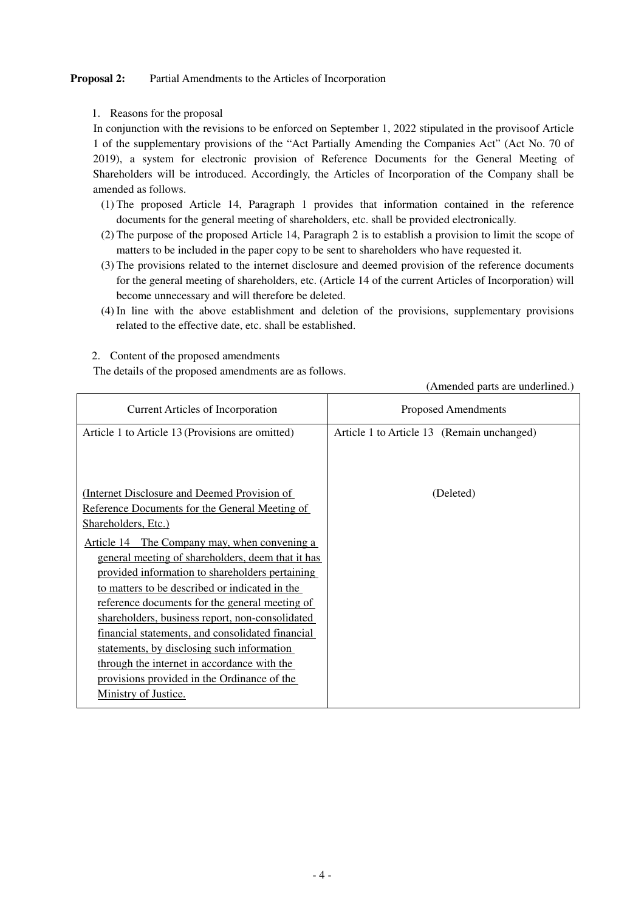**Proposal 2:** Partial Amendments to the Articles of Incorporation

1. Reasons for the proposal

In conjunction with the revisions to be enforced on September 1, 2022 stipulated in the provisoof Article 1 of the supplementary provisions of the "Act Partially Amending the Companies Act" (Act No. 70 of 2019), a system for electronic provision of Reference Documents for the General Meeting of Shareholders will be introduced. Accordingly, the Articles of Incorporation of the Company shall be amended as follows.

(1) The proposed Article 14, Paragraph 1 provides that information contained in the reference documents for the general meeting of shareholders, etc. shall be provided electronically.
(2) The purpose of the proposed Article 14, Paragraph 2 is to establish a provision to limit the scope of matters to be included in the paper copy to be sent to shareholders who have requested it.
(3) The provisions related to the internet disclosure and deemed provision of the reference documents for the general meeting of shareholders, etc. (Article 14 of the current Articles of Incorporation) will become unnecessary and will therefore be deleted.
(4) In line with the above establishment and deletion of the provisions, supplementary provisions related to the effective date, etc. shall be established.

2. Content of the proposed amendments

The details of the proposed amendments are as follows.

(Amended parts are underlined.)

| Current Articles of Incorporation | Proposed Amendments |
| --- | --- |
| Article 1 to Article 13 (Provisions are omitted) | Article 1 to Article 13 (Remain unchanged) |
| <u>(Internet Disclosure and Deemed Provision of Reference Documents for the General Meeting of Shareholders, Etc.)</u><br><u>Article 14 The Company may, when convening a general meeting of shareholders, deem that it has provided information to shareholders pertaining to matters to be described or indicated in the reference documents for the general meeting of shareholders, business report, non-consolidated financial statements, and consolidated financial statements, by disclosing such information through the internet in accordance with the provisions provided in the Ordinance of the Ministry of Justice.</u> | (Deleted) |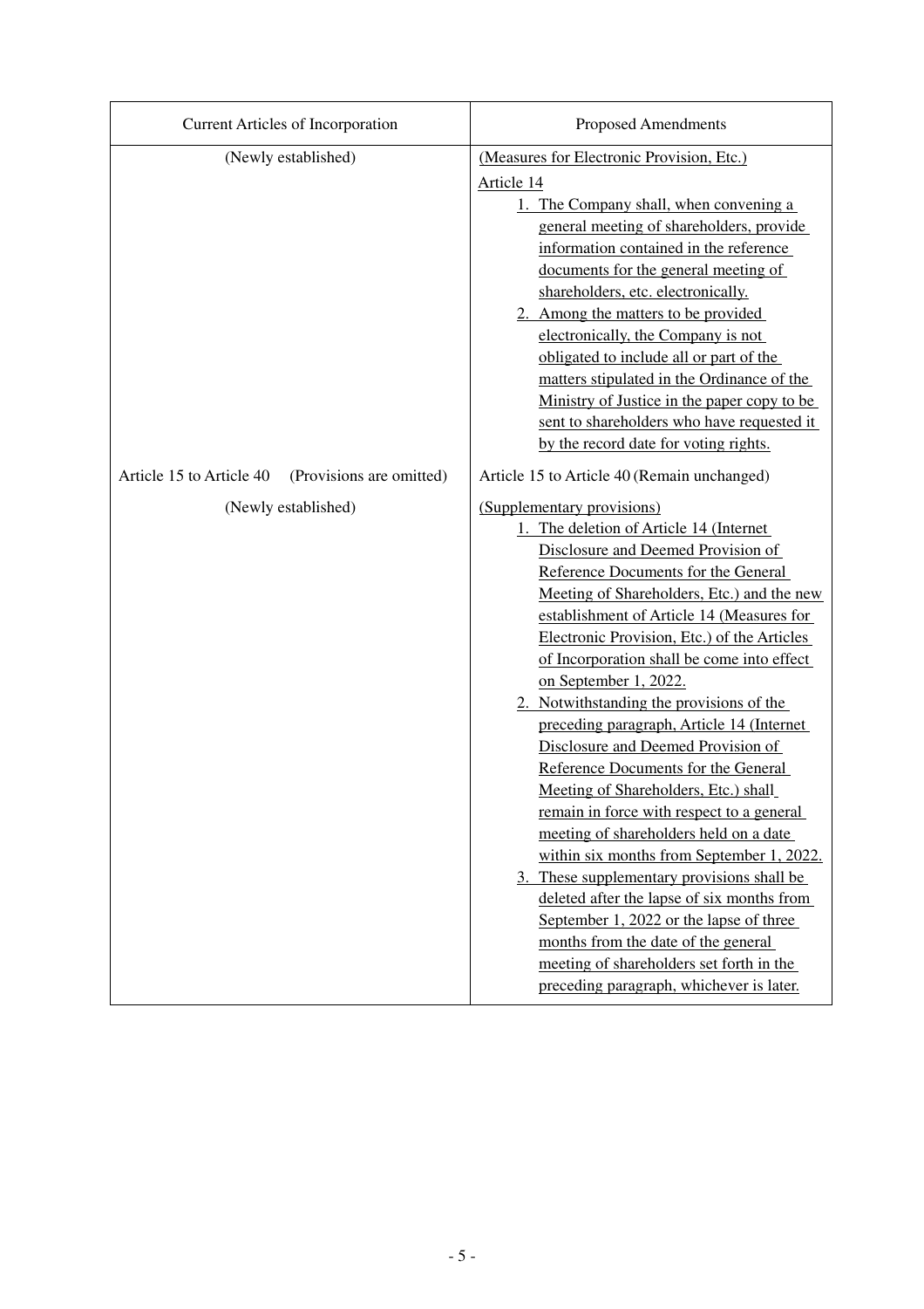| Current Articles of Incorporation | Proposed Amendments |
| --- | --- |
| (Newly established) | (Measures for Electronic Provision, Etc.)<br>Article 14<br>1. The Company shall, when convening a general meeting of shareholders, provide information contained in the reference documents for the general meeting of shareholders, etc. electronically.<br>2. Among the matters to be provided electronically, the Company is not obligated to include all or part of the matters stipulated in the Ordinance of the Ministry of Justice in the paper copy to be sent to shareholders who have requested it by the record date for voting rights. |
| Article 15 to Article 40 (Provisions are omitted) | Article 15 to Article 40 (Remain unchanged) |
| (Newly established) | (Supplementary provisions)<br>1. The deletion of Article 14 (Internet Disclosure and Deemed Provision of Reference Documents for the General Meeting of Shareholders, Etc.) and the new establishment of Article 14 (Measures for Electronic Provision, Etc.) of the Articles of Incorporation shall be come into effect on September 1, 2022.<br>2. Notwithstanding the provisions of the preceding paragraph, Article 14 (Internet Disclosure and Deemed Provision of Reference Documents for the General Meeting of Shareholders, Etc.) shall remain in force with respect to a general meeting of shareholders held on a date within six months from September 1, 2022.<br>3. These supplementary provisions shall be deleted after the lapse of six months from September 1, 2022 or the lapse of three months from the date of the general meeting of shareholders set forth in the preceding paragraph, whichever is later. |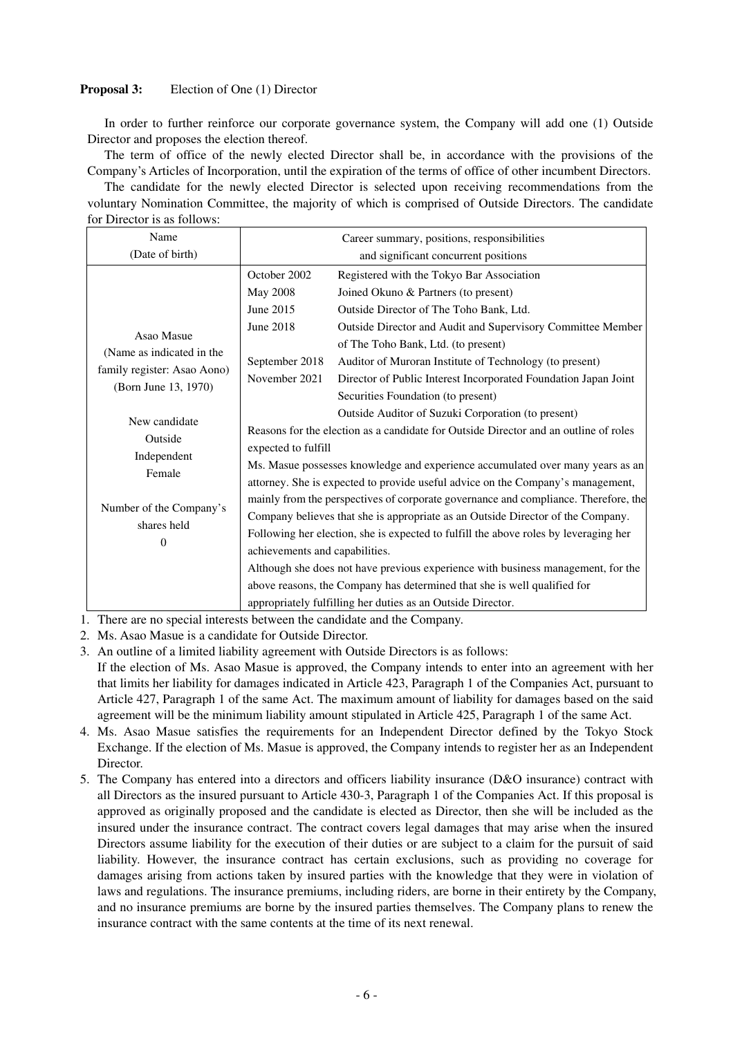**Proposal 3:** Election of One (1) Director

In order to further reinforce our corporate governance system, the Company will add one (1) Outside Director and proposes the election thereof.

The term of office of the newly elected Director shall be, in accordance with the provisions of the Company's Articles of Incorporation, until the expiration of the terms of office of other incumbent Directors.

The candidate for the newly elected Director is selected upon receiving recommendations from the voluntary Nomination Committee, the majority of which is comprised of Outside Directors. The candidate for Director is as follows:

| Name<br>(Date of birth) | Career summary, positions, responsibilities<br>and significant concurrent positions | |
|---|---|---|
| Asao Masue<br>(Name as indicated in the family register: Asao Aono)<br>(Born June 13, 1970)<br><br>New candidate<br>Outside<br>Independent<br>Female<br><br>Number of the Company's shares held<br>0 | October 2002 | Registered with the Tokyo Bar Association |
| | May 2008 | Joined Okuno & Partners (to present) |
| | June 2015 | Outside Director of The Toho Bank, Ltd. |
| | June 2018 | Outside Director and Audit and Supervisory Committee Member of The Toho Bank, Ltd. (to present) |
| | September 2018 | Auditor of Muroran Institute of Technology (to present) |
| | November 2021 | Director of Public Interest Incorporated Foundation Japan Joint Securities Foundation (to present)<br>Outside Auditor of Suzuki Corporation (to present) |
| | Reasons for the election as a candidate for Outside Director and an outline of roles expected to fulfill<br>Ms. Masue possesses knowledge and experience accumulated over many years as an attorney. She is expected to provide useful advice on the Company's management, mainly from the perspectives of corporate governance and compliance. Therefore, the Company believes that she is appropriate as an Outside Director of the Company. Following her election, she is expected to fulfill the above roles by leveraging her achievements and capabilities.<br>Although she does not have previous experience with business management, for the above reasons, the Company has determined that she is well qualified for appropriately fulfilling her duties as an Outside Director. | |

1. There are no special interests between the candidate and the Company.
2. Ms. Asao Masue is a candidate for Outside Director.
3. An outline of a limited liability agreement with Outside Directors is as follows:
   If the election of Ms. Asao Masue is approved, the Company intends to enter into an agreement with her that limits her liability for damages indicated in Article 423, Paragraph 1 of the Companies Act, pursuant to Article 427, Paragraph 1 of the same Act. The maximum amount of liability for damages based on the said agreement will be the minimum liability amount stipulated in Article 425, Paragraph 1 of the same Act.
4. Ms. Asao Masue satisfies the requirements for an Independent Director defined by the Tokyo Stock Exchange. If the election of Ms. Masue is approved, the Company intends to register her as an Independent Director.
5. The Company has entered into a directors and officers liability insurance (D&O insurance) contract with all Directors as the insured pursuant to Article 430-3, Paragraph 1 of the Companies Act. If this proposal is approved as originally proposed and the candidate is elected as Director, then she will be included as the insured under the insurance contract. The contract covers legal damages that may arise when the insured Directors assume liability for the execution of their duties or are subject to a claim for the pursuit of said liability. However, the insurance contract has certain exclusions, such as providing no coverage for damages arising from actions taken by insured parties with the knowledge that they were in violation of laws and regulations. The insurance premiums, including riders, are borne in their entirety by the Company, and no insurance premiums are borne by the insured parties themselves. The Company plans to renew the insurance contract with the same contents at the time of its next renewal.